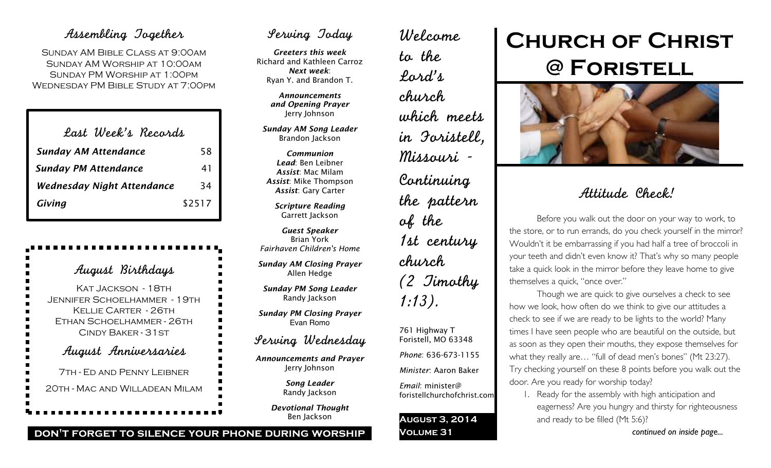## Assembling Together

Sunday AM Bible Class at 9:00am
Sunday AM Worship at 10:00am
Sunday PM Worship at 1:00pm
Wednesday PM Bible Study at 7:00pm

## Last Week's Records

| | |
|---|---|
| *Sunday AM Attendance* | 58 |
| *Sunday PM Attendance* | 41 |
| *Wednesday Night Attendance* | 34 |
| *Giving* | $2517 |

## August Birthdays

Kat Jackson - 18th
Jennifer Schoelhammer - 19th
Kellie Carter - 26th
Ethan Schoelhammer - 26th
Cindy Baker - 31st

## August Anniversaries

7th - Ed and Penny Leibner

20th - Mac and Willadean Milam

## Serving Today

***Greeters this week***
Richard and Kathleen Carroz
***Next week***:
Ryan Y. and Brandon T.

***Announcements and Opening Prayer***
Jerry Johnson

***Sunday AM Song Leader***
Brandon Jackson

***Communion***
***Lead***: Ben Leibner
***Assist***: Mac Milam
***Assist***: Mike Thompson
***Assist***: Gary Carter

***Scripture Reading***
Garrett Jackson

***Guest Speaker***
Brian York
*Fairhaven Children's Home*

***Sunday AM Closing Prayer***
Allen Hedge

***Sunday PM Song Leader***
Randy Jackson

***Sunday PM Closing Prayer***
Evan Romo

## Serving Wednesday

***Announcements and Prayer***
Jerry Johnson

***Song Leader***
Randy Jackson

***Devotional Thought***
Ben Jackson

**DON'T FORGET TO SILENCE YOUR PHONE DURING WORSHIP**

Welcome to the Lord's church which meets in Foristell, Missouri - Continuing the pattern of the 1st century church (2 Timothy 1:13).

761 Highway T
Foristell, MO 63348

*Phone*: 636-673-1155

*Minister*: Aaron Baker

*Email*: minister@foristellchurchofchrist.com

**August 3, 2014**
**Volume 31**

# Church of Christ @ Foristell

## Attitude Check!

Before you walk out the door on your way to work, to the store, or to run errands, do you check yourself in the mirror? Wouldn't it be embarrassing if you had half a tree of broccoli in your teeth and didn't even know it? That's why so many people take a quick look in the mirror before they leave home to give themselves a quick, "once over."

Though we are quick to give ourselves a check to see how we look, how often do we think to give our attitudes a check to see if we are ready to be lights to the world? Many times I have seen people who are beautiful on the outside, but as soon as they open their mouths, they expose themselves for what they really are… "full of dead men's bones" (Mt 23:27). Try checking yourself on these 8 points before you walk out the door. Are you ready for worship today?

1. Ready for the assembly with high anticipation and eagerness? Are you hungry and thirsty for righteousness and ready to be filled (Mt 5:6)?

*continued on inside page...*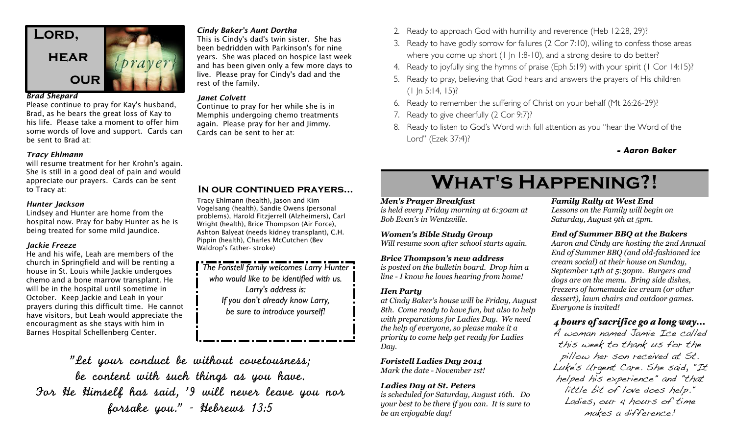# Lord, hear our {prayer}

***Brad Shepard***

Please continue to pray for Kay's husband, Brad, as he bears the great loss of Kay to his life. Please take a moment to offer him some words of love and support. Cards can be sent to Brad at:

***Tracy Ehlmann***

will resume treatment for her Krohn's again. She is still in a good deal of pain and would appreciate our prayers. Cards can be sent to Tracy at:

***Hunter Jackson***

Lindsey and Hunter are home from the hospital now. Pray for baby Hunter as he is being treated for some mild jaundice.

***Jackie Freeze***

He and his wife, Leah are members of the church in Springfield and will be renting a house in St. Louis while Jackie undergoes chemo and a bone marrow transplant. He will be in the hospital until sometime in October. Keep Jackie and Leah in your prayers during this difficult time. He cannot have visitors, but Leah would appreciate the encouragment as she stays with him in Barnes Hospital Schellenberg Center.

***Cindy Baker's Aunt Dortha***

This is Cindy's dad's twin sister. She has been bedridden with Parkinson's for nine years. She was placed on hospice last week and has been given only a few more days to live. Please pray for Cindy's dad and the rest of the family.

***Janet Colvett***

Continue to pray for her while she is in Memphis undergoing chemo treatments again. Please pray for her and Jimmy. Cards can be sent to her at:

## In our continued prayers...

Tracy Ehlmann (health), Jason and Kim Vogelsang (health), Sandie Owens (personal problems), Harold Fitzjerrell (Alzheimers), Carl Wright (health), Brice Thompson (Air Force), Ashton Balyeat (needs kidney transplant), C.H. Pippin (health), Charles McCutchen (Bev Waldrop's father- stroke)

*The Foristell family welcomes Larry Hunter who would like to be identified with us.*
*Larry's address is:*
*If you don't already know Larry, be sure to introduce yourself!*

"Let your conduct be without covetousness; be content with such things as you have. For He Himself has said, 'I will never leave you nor forsake you." - Hebrews 13:5

2. Ready to approach God with humility and reverence (Heb 12:28, 29)?
3. Ready to have godly sorrow for failures (2 Cor 7:10), willing to confess those areas where you come up short (1 Jn 1:8-10), and a strong desire to do better?
4. Ready to joyfully sing the hymns of praise (Eph 5:19) with your spirit (1 Cor 14:15)?
5. Ready to pray, believing that God hears and answers the prayers of His children (1 Jn 5:14, 15)?
6. Ready to remember the suffering of Christ on your behalf (Mt 26:26-29)?
7. Ready to give cheerfully (2 Cor 9:7)?
8. Ready to listen to God's Word with full attention as you "hear the Word of the Lord" (Ezek 37:4)?

***- Aaron Baker***

# What's Happening?!

***Men's Prayer Breakfast***
*is held every Friday morning at 6:30am at Bob Evan's in Wentzville.*

***Women's Bible Study Group***
*Will resume soon after school starts again.*

***Brice Thompson's new address***
*is posted on the bulletin board. Drop him a line - I know he loves hearing from home!*

***Hen Party***
*at Cindy Baker's house will be Friday, August 8th. Come ready to have fun, but also to help with preparations for Ladies Day. We need the help of everyone, so please make it a priority to come help get ready for Ladies Day.*

***Foristell Ladies Day 2014***
*Mark the date - November 1st!*

***Ladies Day at St. Peters***
*is scheduled for Saturday, August 16th. Do your best to be there if you can. It is sure to be an enjoyable day!*

***Family Rally at West End***
*Lessons on the Family will begin on Saturday, August 9th at 5pm.*

***End of Summer BBQ at the Bakers***
*Aaron and Cindy are hosting the 2nd Annual End of Summer BBQ (and old-fashioned ice cream social) at their house on Sunday, September 14th at 5:30pm. Burgers and dogs are on the menu. Bring side dishes, freezers of homemade ice cream (or other dessert), lawn chairs and outdoor games. Everyone is invited!*

### *4 hours of sacrifice go a long way...*

A woman named Jamie Ice called this week to thank us for the pillow her son received at St. Luke's Urgent Care. She said, "It helped his experience" and "that little bit of love does help." Ladies, our 4 hours of time makes a difference!